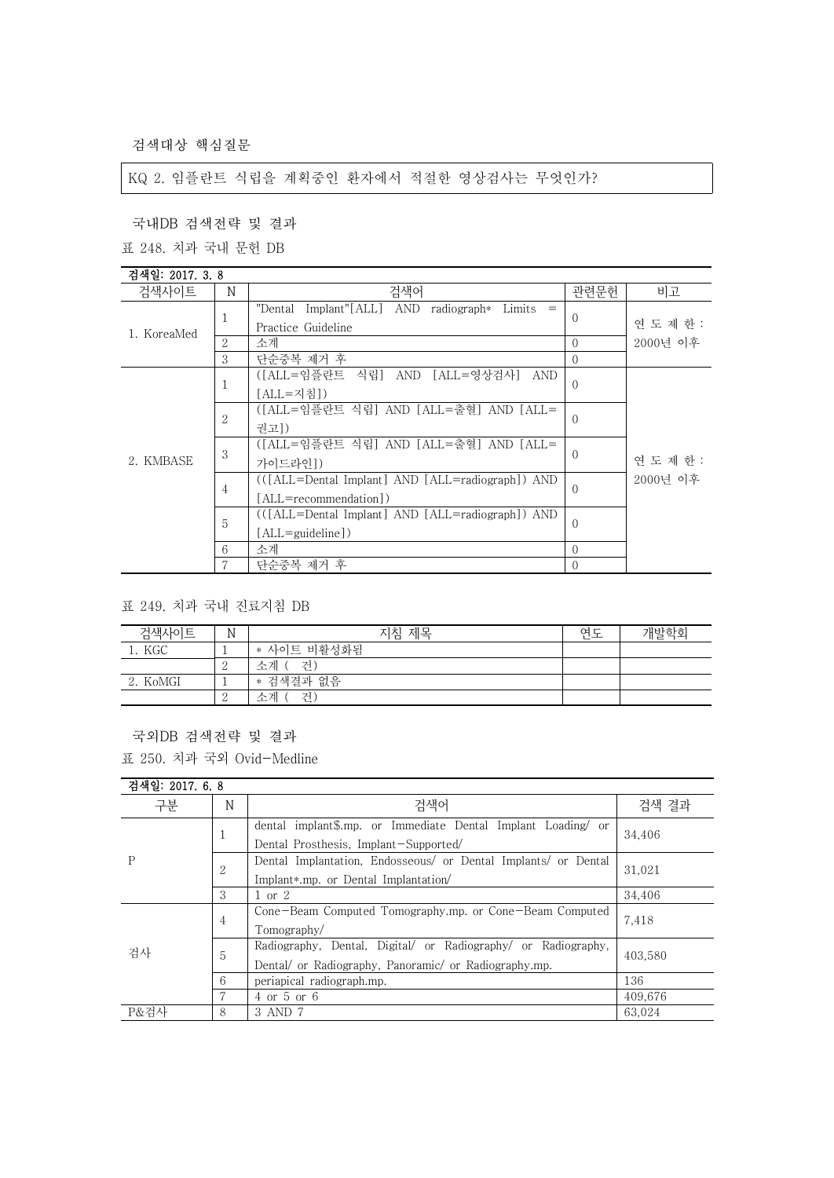검색대상 핵심질문

KQ 2. 임플란트 식립을 계획중인 환자에서 적절한 영상검사는 무엇인가?

국내DB 검색전략 및 결과

표 248. 치과 국내 문헌 DB

검색일: 2017. 3. 8

| 검색사이트 | N | 검색어 | 관련문헌 | 비고 |
|---|---|---|---|---|
| 1. KoreaMed | 1 | "Dental Implant"[ALL] AND radiograph* Limits = Practice Guideline | 0 | 연도제한: 2000년 이후 |
| | 2 | 소계 | 0 | |
| | 3 | 단순중복 제거 후 | 0 | |
| 2. KMBASE | 1 | ([ALL=임플란트 식립] AND [ALL=영상검사] AND [ALL=지침]) | 0 | 연도제한: 2000년 이후 |
| | 2 | ([ALL=임플란트 식립] AND [ALL=출혈] AND [ALL=권고]) | 0 | |
| | 3 | ([ALL=임플란트 식립] AND [ALL=출혈] AND [ALL=가이드라인]) | 0 | |
| | 4 | (([ALL=Dental Implant] AND [ALL=radiograph]) AND [ALL=recommendation]) | 0 | |
| | 5 | (([ALL=Dental Implant] AND [ALL=radiograph]) AND [ALL=guideline]) | 0 | |
| | 6 | 소계 | 0 | |
| | 7 | 단순중복 제거 후 | 0 | |

표 249. 치과 국내 진료지침 DB

| 검색사이트 | N | 지침 제목 | 연도 | 개발학회 |
|---|---|---|---|---|
| 1. KGC | 1 | * 사이트 비활성화됨 | | |
| | 2 | 소계 ( 건) | | |
| 2. KoMGI | 1 | * 검색결과 없음 | | |
| | 2 | 소계 ( 건) | | |

국외DB 검색전략 및 결과

표 250. 치과 국외 Ovid-Medline

검색일: 2017. 6. 8

| 구분 | N | 검색어 | 검색 결과 |
|---|---|---|---|
| P | 1 | dental implant$.mp. or Immediate Dental Implant Loading/ or Dental Prosthesis, Implant-Supported/ | 34,406 |
| | 2 | Dental Implantation, Endosseous/ or Dental Implants/ or Dental Implant*.mp. or Dental Implantation/ | 31,021 |
| | 3 | 1 or 2 | 34,406 |
| 검사 | 4 | Cone-Beam Computed Tomography.mp. or Cone-Beam Computed Tomography/ | 7,418 |
| | 5 | Radiography, Dental, Digital/ or Radiography/ or Radiography, Dental/ or Radiography, Panoramic/ or Radiography.mp. | 403,580 |
| | 6 | periapical radiograph.mp. | 136 |
| | 7 | 4 or 5 or 6 | 409,676 |
| P&검사 | 8 | 3 AND 7 | 63,024 |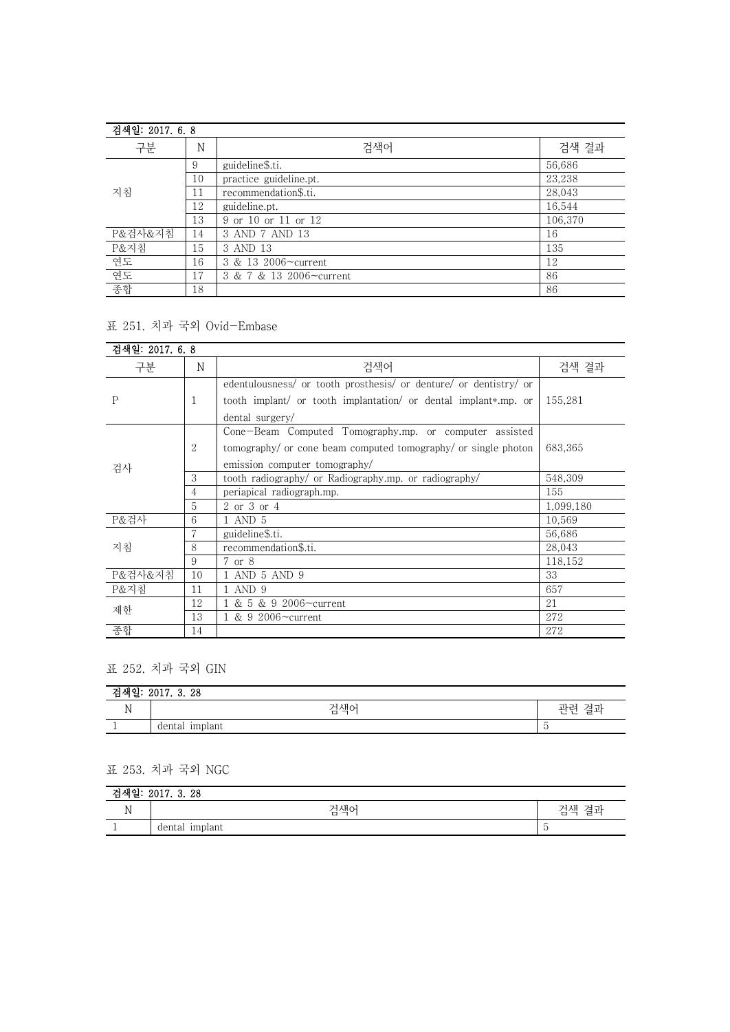| 검색일: 2017. 6. 8 | | | |
|---|---|---|---|
| 구분 | N | 검색어 | 검색 결과 |
| 지침 | 9 | guideline$.ti. | 56,686 |
| | 10 | practice guideline.pt. | 23,238 |
| | 11 | recommendation$.ti. | 28,043 |
| | 12 | guideline.pt. | 16,544 |
| | 13 | 9 or 10 or 11 or 12 | 106,370 |
| P&검사&지침 | 14 | 3 AND 7 AND 13 | 16 |
| P&지침 | 15 | 3 AND 13 | 135 |
| 연도 | 16 | 3 & 13 2006~current | 12 |
| 연도 | 17 | 3 & 7 & 13 2006~current | 86 |
| 종합 | 18 | | 86 |

표 251. 치과 국외 Ovid-Embase

| 검색일: 2017. 6. 8 | | | |
|---|---|---|---|
| 구분 | N | 검색어 | 검색 결과 |
| P | 1 | edentulousness/ or tooth prosthesis/ or denture/ or dentistry/ or tooth implant/ or tooth implantation/ or dental implant*.mp. or dental surgery/ | 155,281 |
| 검사 | 2 | Cone-Beam Computed Tomography.mp. or computer assisted tomography/ or cone beam computed tomography/ or single photon emission computer tomography/ | 683,365 |
| | 3 | tooth radiography/ or Radiography.mp. or radiography/ | 548,309 |
| | 4 | periapical radiograph.mp. | 155 |
| | 5 | 2 or 3 or 4 | 1,099,180 |
| P&검사 | 6 | 1 AND 5 | 10,569 |
| 지침 | 7 | guideline$.ti. | 56,686 |
| | 8 | recommendation$.ti. | 28,043 |
| | 9 | 7 or 8 | 118,152 |
| P&검사&지침 | 10 | 1 AND 5 AND 9 | 33 |
| P&지침 | 11 | 1 AND 9 | 657 |
| 제한 | 12 | 1 & 5 & 9 2006~current | 21 |
| | 13 | 1 & 9 2006~current | 272 |
| 종합 | 14 | | 272 |

표 252. 치과 국외 GIN

| 검색일: 2017. 3. 28 | | |
|---|---|---|
| N | 검색어 | 관련 결과 |
| 1 | dental implant | 5 |

표 253. 치과 국외 NGC

| 검색일: 2017. 3. 28 | | |
|---|---|---|
| N | 검색어 | 검색 결과 |
| 1 | dental implant | 5 |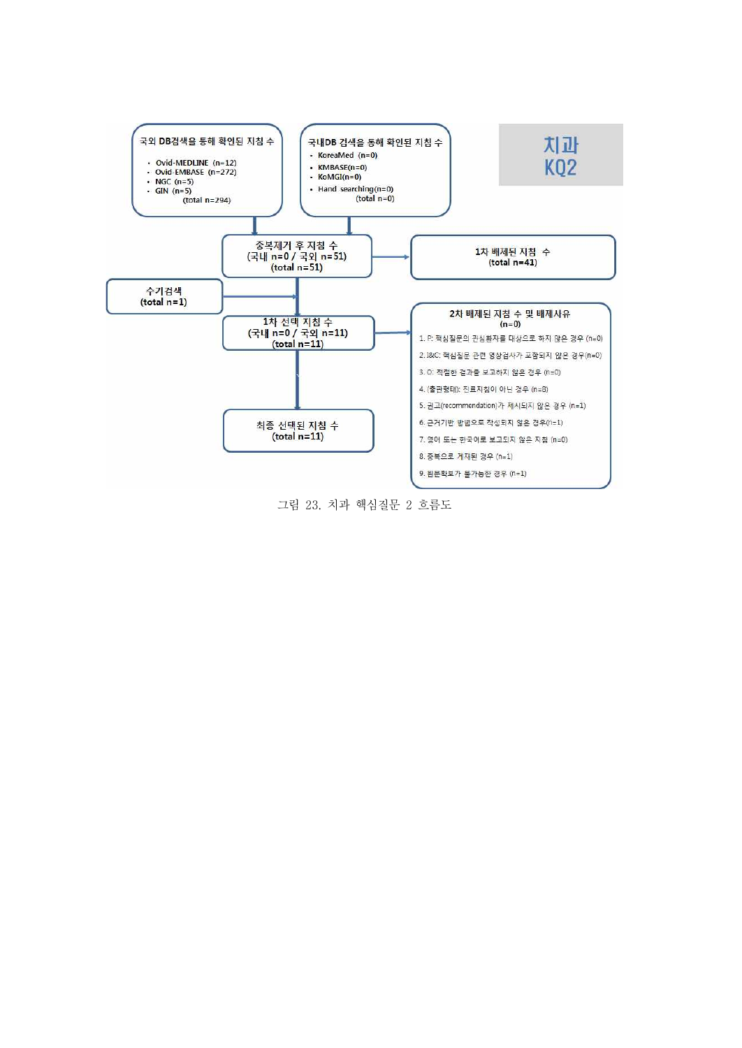국외 DB검색을 통해 확인된 지침 수

- Ovid-MEDLINE (n=12)
- Ovid-EMBASE (n=272)
- NGC (n=5)
- GIN (n=5)

(total n=294)

국내DB 검색을 통해 확인된 지침 수

- KoreaMed (n=0)
- KMBASE(n=0)
- KoMGI(n=0)
- Hand searching(n=0)

(total n=0)

치과
KQ2

중복제거 후 지침 수
(국내 n=0 / 국외 n=51)
(total n=51)

1차 배제된 지침 수
(total n=41)

수기검색
(total n=1)

1차 선택 지침 수
(국내 n=0 / 국외 n=11)
(total n=11)

2차 배제된 지침 수 및 배제사유
(n=0)

1. P: 핵심질문의 관심환자를 대상으로 하지 않은 경우 (n=0)
2. I&C: 핵심질문 관련 영상검사가 포함되지 않은 경우(n=0)
3. O: 적절한 결과를 보고하지 않은 경우 (n=0)
4. (출판형태): 진료지침이 아닌 경우 (n=8)
5. 권고(recommendation)가 제시되지 않은 경우 (n=1)
6. 근거기반 방법으로 작성되지 않은 경우(n=1)
7. 영어 또는 한국어로 보고되지 않은 지침 (n=0)
8. 중복으로 게재된 경우 (n=1)
9. 원문확보가 불가능한 경우 (n=1)

최종 선택된 지침 수
(total n=11)

그림 23. 치과 핵심질문 2 흐름도